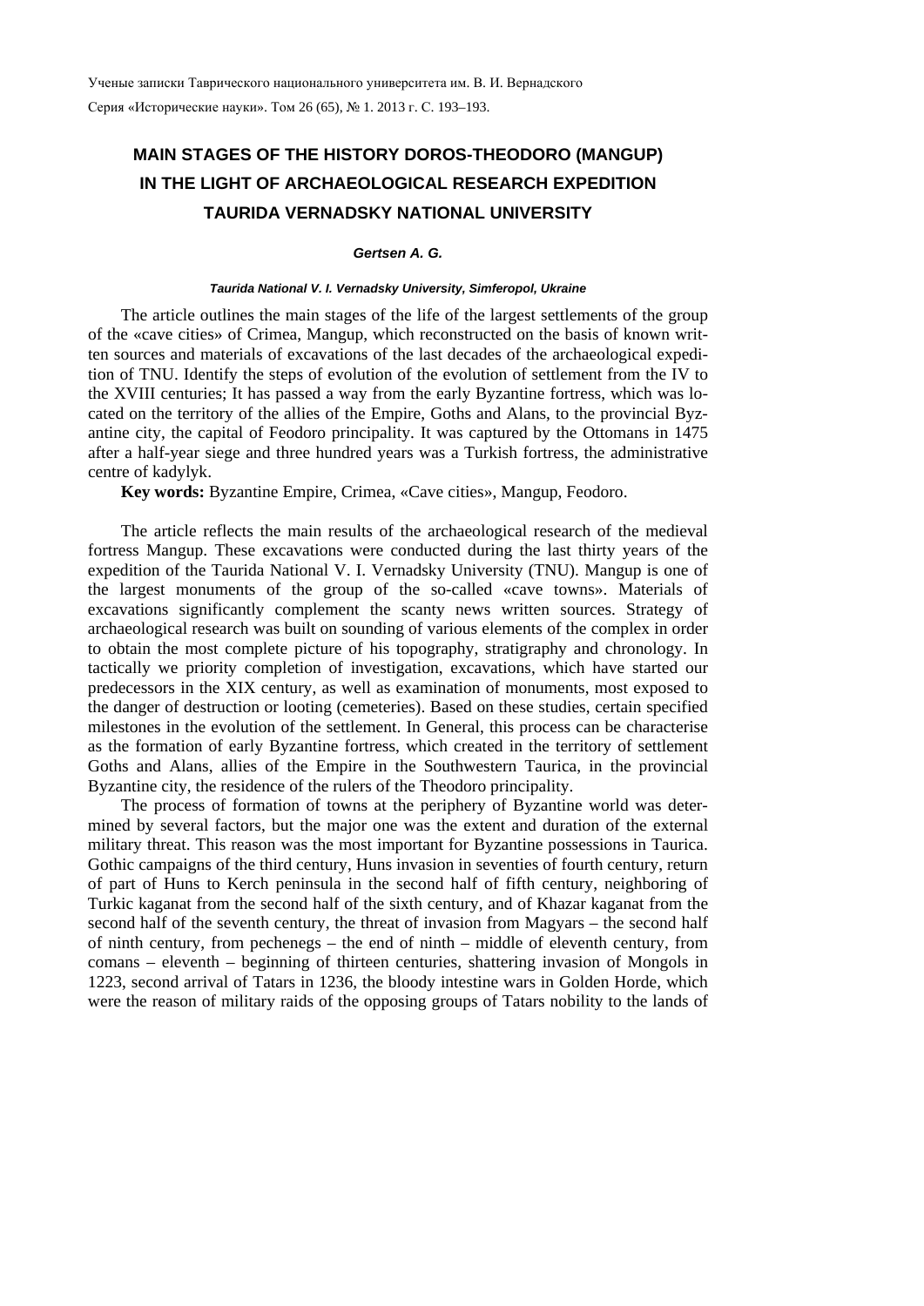# MAIN STAGES OF THE HISTORY DOROS-THEODORO (MANGUP) IN THE LIGHT OF ARCHAEOLOGICAL RESEARCH EXPEDITION TAURIDA VERNADSKY NATIONAL UNIVERSITY

***Gertsen A. G.***

***Taurida National V. I. Vernadsky University, Simferopol, Ukraine***

The article outlines the main stages of the life of the largest settlements of the group of the «cave cities» of Crimea, Mangup, which reconstructed on the basis of known written sources and materials of excavations of the last decades of the archaeological expedition of TNU. Identify the steps of evolution of the evolution of settlement from the IV to the XVIII centuries; It has passed a way from the early Byzantine fortress, which was located on the territory of the allies of the Empire, Goths and Alans, to the provincial Byzantine city, the capital of Feodoro principality. It was captured by the Ottomans in 1475 after a half-year siege and three hundred years was a Turkish fortress, the administrative centre of kadylyk.

**Key words:** Byzantine Empire, Crimea, «Cave cities», Mangup, Feodoro.

The article reflects the main results of the archaeological research of the medieval fortress Mangup. These excavations were conducted during the last thirty years of the expedition of the Taurida National V. I. Vernadsky University (TNU). Mangup is one of the largest monuments of the group of the so-called «cave towns». Materials of excavations significantly complement the scanty news written sources. Strategy of archaeological research was built on sounding of various elements of the complex in order to obtain the most complete picture of his topography, stratigraphy and chronology. In tactically we priority completion of investigation, excavations, which have started our predecessors in the XIX century, as well as examination of monuments, most exposed to the danger of destruction or looting (cemeteries). Based on these studies, certain specified milestones in the evolution of the settlement. In General, this process can be characterise as the formation of early Byzantine fortress, which created in the territory of settlement Goths and Alans, allies of the Empire in the Southwestern Taurica, in the provincial Byzantine city, the residence of the rulers of the Theodoro principality.

The process of formation of towns at the periphery of Byzantine world was determined by several factors, but the major one was the extent and duration of the external military threat. This reason was the most important for Byzantine possessions in Taurica. Gothic campaigns of the third century, Huns invasion in seventies of fourth century, return of part of Huns to Kerch peninsula in the second half of fifth century, neighboring of Turkic kaganat from the second half of the sixth century, and of Khazar kaganat from the second half of the seventh century, the threat of invasion from Magyars – the second half of ninth century, from pechenegs – the end of ninth – middle of eleventh century, from comans – eleventh – beginning of thirteen centuries, shattering invasion of Mongols in 1223, second arrival of Tatars in 1236, the bloody intestine wars in Golden Horde, which were the reason of military raids of the opposing groups of Tatars nobility to the lands of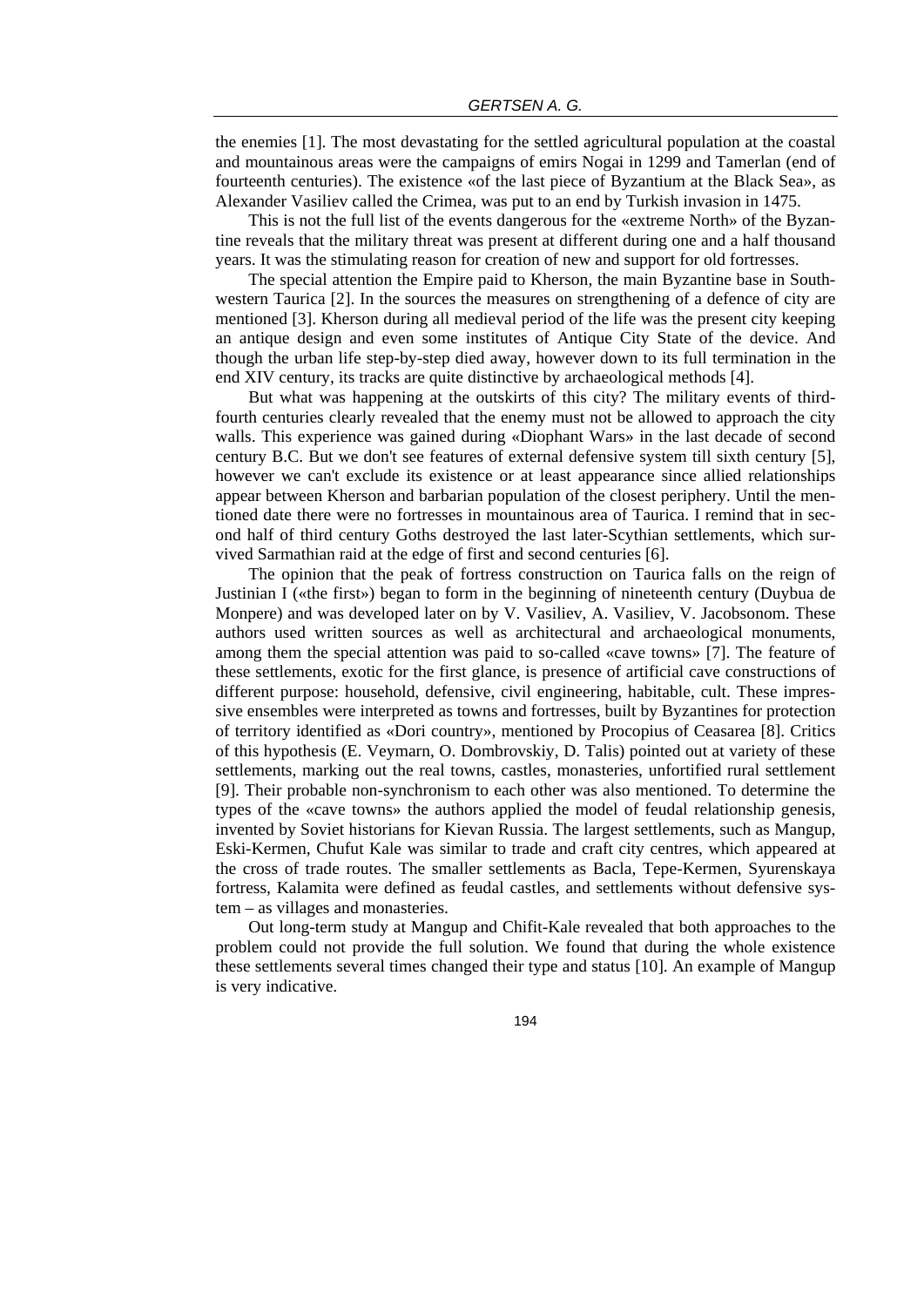the enemies [1]. The most devastating for the settled agricultural population at the coastal and mountainous areas were the campaigns of emirs Nogai in 1299 and Tamerlan (end of fourteenth centuries). The existence «of the last piece of Byzantium at the Black Sea», as Alexander Vasiliev called the Crimea, was put to an end by Turkish invasion in 1475.

This is not the full list of the events dangerous for the «extreme North» of the Byzantine reveals that the military threat was present at different during one and a half thousand years. It was the stimulating reason for creation of new and support for old fortresses.

The special attention the Empire paid to Kherson, the main Byzantine base in Southwestern Taurica [2]. In the sources the measures on strengthening of a defence of city are mentioned [3]. Kherson during all medieval period of the life was the present city keeping an antique design and even some institutes of Antique City State of the device. And though the urban life step-by-step died away, however down to its full termination in the end XIV century, its tracks are quite distinctive by archaeological methods [4].

But what was happening at the outskirts of this city? The military events of third-fourth centuries clearly revealed that the enemy must not be allowed to approach the city walls. This experience was gained during «Diophant Wars» in the last decade of second century B.C. But we don't see features of external defensive system till sixth century [5], however we can't exclude its existence or at least appearance since allied relationships appear between Kherson and barbarian population of the closest periphery. Until the mentioned date there were no fortresses in mountainous area of Taurica. I remind that in second half of third century Goths destroyed the last later-Scythian settlements, which survived Sarmathian raid at the edge of first and second centuries [6].

The opinion that the peak of fortress construction on Taurica falls on the reign of Justinian I («the first») began to form in the beginning of nineteenth century (Duybua de Monpere) and was developed later on by V. Vasiliev, A. Vasiliev, V. Jacobsonom. These authors used written sources as well as architectural and archaeological monuments, among them the special attention was paid to so-called «cave towns» [7]. The feature of these settlements, exotic for the first glance, is presence of artificial cave constructions of different purpose: household, defensive, civil engineering, habitable, cult. These impressive ensembles were interpreted as towns and fortresses, built by Byzantines for protection of territory identified as «Dori country», mentioned by Procopius of Ceasarea [8]. Critics of this hypothesis (E. Veymarn, O. Dombrovskiy, D. Talis) pointed out at variety of these settlements, marking out the real towns, castles, monasteries, unfortified rural settlement [9]. Their probable non-synchronism to each other was also mentioned. To determine the types of the «cave towns» the authors applied the model of feudal relationship genesis, invented by Soviet historians for Kievan Russia. The largest settlements, such as Mangup, Eski-Kermen, Chufut Kale was similar to trade and craft city centres, which appeared at the cross of trade routes. The smaller settlements as Bacla, Tepe-Kermen, Syurenskaya fortress, Kalamita were defined as feudal castles, and settlements without defensive system – as villages and monasteries.

Out long-term study at Mangup and Chifit-Kale revealed that both approaches to the problem could not provide the full solution. We found that during the whole existence these settlements several times changed their type and status [10]. An example of Mangup is very indicative.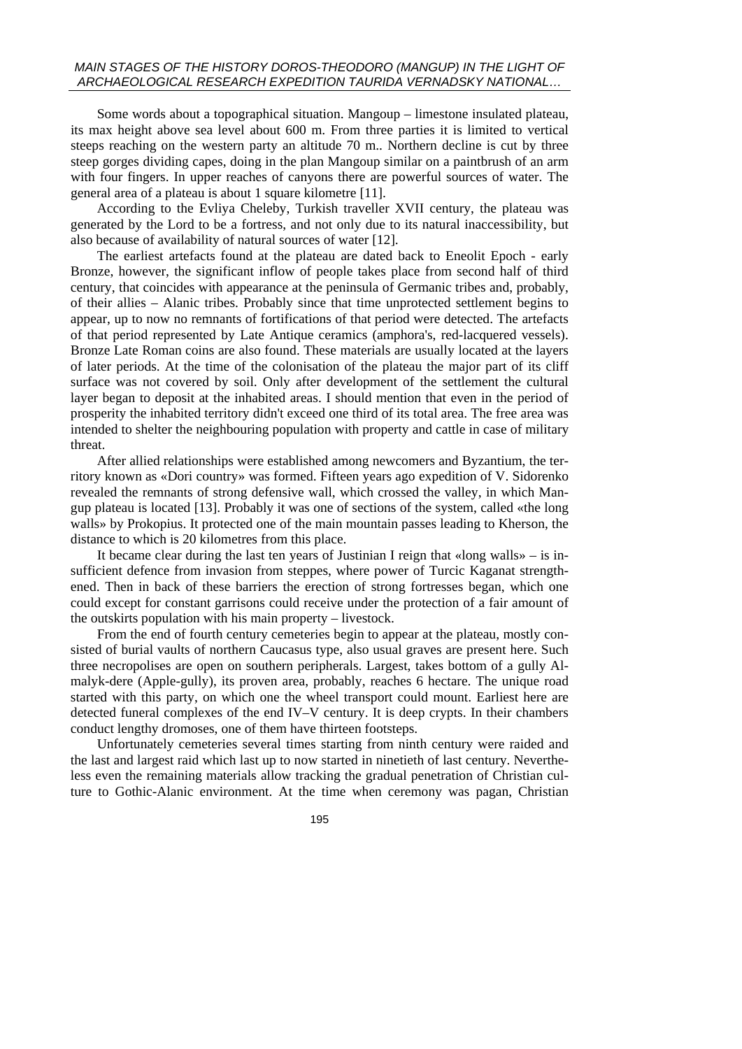Some words about a topographical situation. Mangoup – limestone insulated plateau, its max height above sea level about 600 m. From three parties it is limited to vertical steeps reaching on the western party an altitude 70 m.. Northern decline is cut by three steep gorges dividing capes, doing in the plan Mangoup similar on a paintbrush of an arm with four fingers. In upper reaches of canyons there are powerful sources of water. The general area of a plateau is about 1 square kilometre [11].

According to the Evliya Cheleby, Turkish traveller XVII century, the plateau was generated by the Lord to be a fortress, and not only due to its natural inaccessibility, but also because of availability of natural sources of water [12].

The earliest artefacts found at the plateau are dated back to Eneolit Epoch - early Bronze, however, the significant inflow of people takes place from second half of third century, that coincides with appearance at the peninsula of Germanic tribes and, probably, of their allies – Alanic tribes. Probably since that time unprotected settlement begins to appear, up to now no remnants of fortifications of that period were detected. The artefacts of that period represented by Late Antique ceramics (amphora's, red-lacquered vessels). Bronze Late Roman coins are also found. These materials are usually located at the layers of later periods. At the time of the colonisation of the plateau the major part of its cliff surface was not covered by soil. Only after development of the settlement the cultural layer began to deposit at the inhabited areas. I should mention that even in the period of prosperity the inhabited territory didn't exceed one third of its total area. The free area was intended to shelter the neighbouring population with property and cattle in case of military threat.

After allied relationships were established among newcomers and Byzantium, the territory known as «Dori country» was formed. Fifteen years ago expedition of V. Sidorenko revealed the remnants of strong defensive wall, which crossed the valley, in which Mangup plateau is located [13]. Probably it was one of sections of the system, called «the long walls» by Prokopius. It protected one of the main mountain passes leading to Kherson, the distance to which is 20 kilometres from this place.

It became clear during the last ten years of Justinian I reign that «long walls» – is insufficient defence from invasion from steppes, where power of Turcic Kaganat strengthened. Then in back of these barriers the erection of strong fortresses began, which one could except for constant garrisons could receive under the protection of a fair amount of the outskirts population with his main property – livestock.

From the end of fourth century cemeteries begin to appear at the plateau, mostly consisted of burial vaults of northern Caucasus type, also usual graves are present here. Such three necropolises are open on southern peripherals. Largest, takes bottom of a gully Almalyk-dere (Apple-gully), its proven area, probably, reaches 6 hectare. The unique road started with this party, on which one the wheel transport could mount. Earliest here are detected funeral complexes of the end IV–V century. It is deep crypts. In their chambers conduct lengthy dromoses, one of them have thirteen footsteps.

Unfortunately cemeteries several times starting from ninth century were raided and the last and largest raid which last up to now started in ninetieth of last century. Nevertheless even the remaining materials allow tracking the gradual penetration of Christian culture to Gothic-Alanic environment. At the time when ceremony was pagan, Christian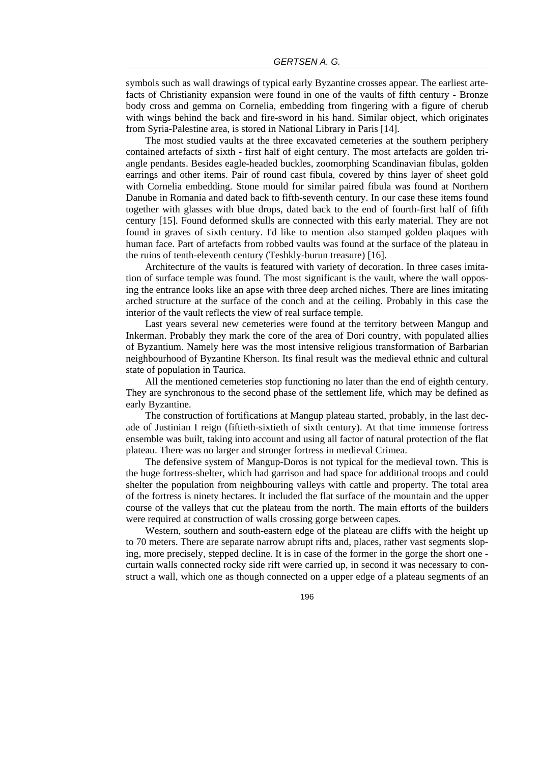symbols such as wall drawings of typical early Byzantine crosses appear. The earliest artefacts of Christianity expansion were found in one of the vaults of fifth century - Bronze body cross and gemma on Cornelia, embedding from fingering with a figure of cherub with wings behind the back and fire-sword in his hand. Similar object, which originates from Syria-Palestine area, is stored in National Library in Paris [14].

The most studied vaults at the three excavated cemeteries at the southern periphery contained artefacts of sixth - first half of eight century. The most artefacts are golden triangle pendants. Besides eagle-headed buckles, zoomorphing Scandinavian fibulas, golden earrings and other items. Pair of round cast fibula, covered by thins layer of sheet gold with Cornelia embedding. Stone mould for similar paired fibula was found at Northern Danube in Romania and dated back to fifth-seventh century. In our case these items found together with glasses with blue drops, dated back to the end of fourth-first half of fifth century [15]. Found deformed skulls are connected with this early material. They are not found in graves of sixth century. I'd like to mention also stamped golden plaques with human face. Part of artefacts from robbed vaults was found at the surface of the plateau in the ruins of tenth-eleventh century (Teshkly-burun treasure) [16].

Architecture of the vaults is featured with variety of decoration. In three cases imitation of surface temple was found. The most significant is the vault, where the wall opposing the entrance looks like an apse with three deep arched niches. There are lines imitating arched structure at the surface of the conch and at the ceiling. Probably in this case the interior of the vault reflects the view of real surface temple.

Last years several new cemeteries were found at the territory between Mangup and Inkerman. Probably they mark the core of the area of Dori country, with populated allies of Byzantium. Namely here was the most intensive religious transformation of Barbarian neighbourhood of Byzantine Kherson. Its final result was the medieval ethnic and cultural state of population in Taurica.

All the mentioned cemeteries stop functioning no later than the end of eighth century. They are synchronous to the second phase of the settlement life, which may be defined as early Byzantine.

The construction of fortifications at Mangup plateau started, probably, in the last decade of Justinian I reign (fiftieth-sixtieth of sixth century). At that time immense fortress ensemble was built, taking into account and using all factor of natural protection of the flat plateau. There was no larger and stronger fortress in medieval Crimea.

The defensive system of Mangup-Doros is not typical for the medieval town. This is the huge fortress-shelter, which had garrison and had space for additional troops and could shelter the population from neighbouring valleys with cattle and property. The total area of the fortress is ninety hectares. It included the flat surface of the mountain and the upper course of the valleys that cut the plateau from the north. The main efforts of the builders were required at construction of walls crossing gorge between capes.

Western, southern and south-eastern edge of the plateau are cliffs with the height up to 70 meters. There are separate narrow abrupt rifts and, places, rather vast segments sloping, more precisely, stepped decline. It is in case of the former in the gorge the short one - curtain walls connected rocky side rift were carried up, in second it was necessary to construct a wall, which one as though connected on a upper edge of a plateau segments of an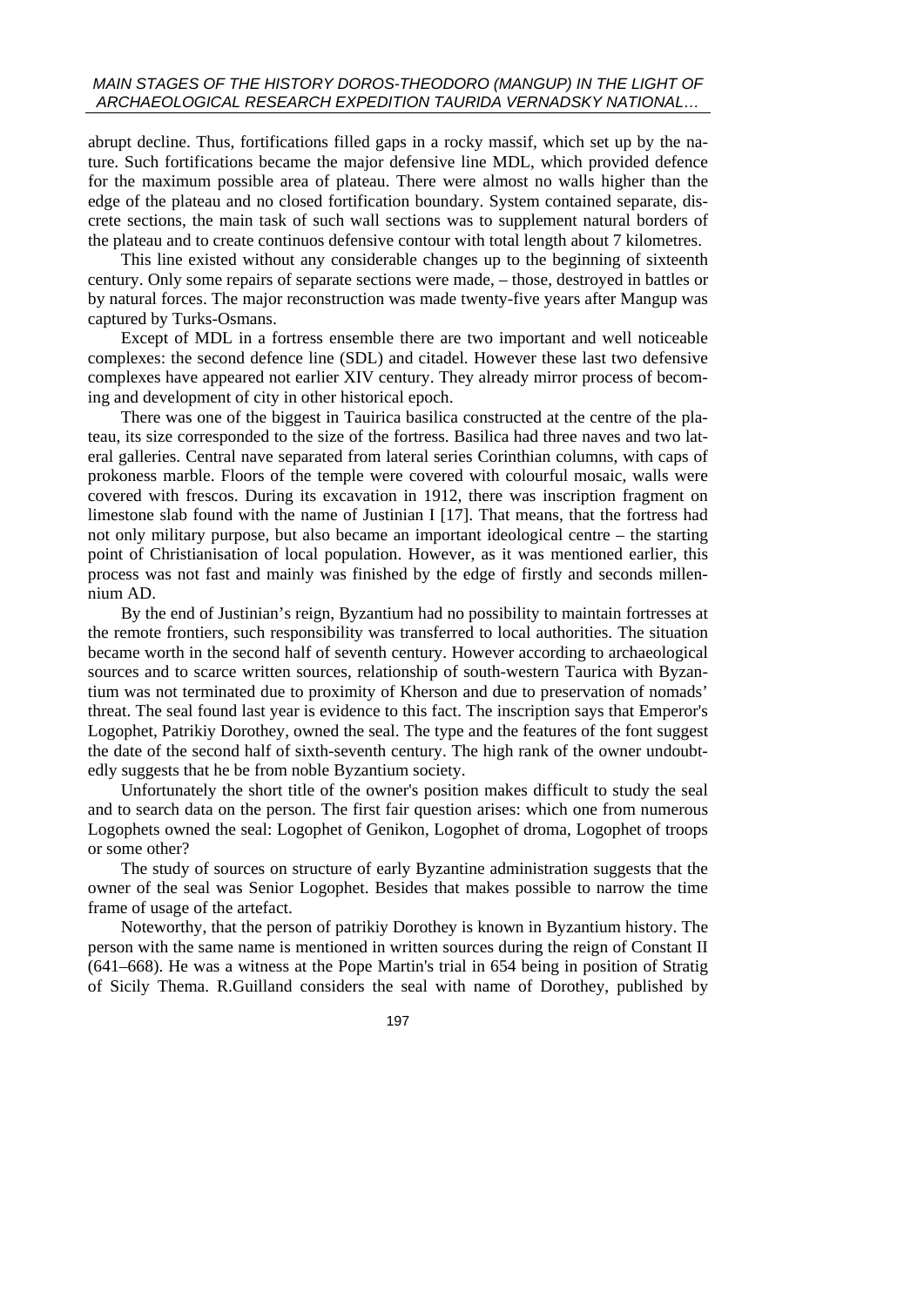abrupt decline. Thus, fortifications filled gaps in a rocky massif, which set up by the nature. Such fortifications became the major defensive line MDL, which provided defence for the maximum possible area of plateau. There were almost no walls higher than the edge of the plateau and no closed fortification boundary. System contained separate, discrete sections, the main task of such wall sections was to supplement natural borders of the plateau and to create continuos defensive contour with total length about 7 kilometres.

This line existed without any considerable changes up to the beginning of sixteenth century. Only some repairs of separate sections were made, – those, destroyed in battles or by natural forces. The major reconstruction was made twenty-five years after Mangup was captured by Turks-Osmans.

Except of MDL in a fortress ensemble there are two important and well noticeable complexes: the second defence line (SDL) and citadel. However these last two defensive complexes have appeared not earlier XIV century. They already mirror process of becoming and development of city in other historical epoch.

There was one of the biggest in Tauirica basilica constructed at the centre of the plateau, its size corresponded to the size of the fortress. Basilica had three naves and two lateral galleries. Central nave separated from lateral series Corinthian columns, with caps of prokoness marble. Floors of the temple were covered with colourful mosaic, walls were covered with frescos. During its excavation in 1912, there was inscription fragment on limestone slab found with the name of Justinian I [17]. That means, that the fortress had not only military purpose, but also became an important ideological centre – the starting point of Christianisation of local population. However, as it was mentioned earlier, this process was not fast and mainly was finished by the edge of firstly and seconds millennium AD.

By the end of Justinian's reign, Byzantium had no possibility to maintain fortresses at the remote frontiers, such responsibility was transferred to local authorities. The situation became worth in the second half of seventh century. However according to archaeological sources and to scarce written sources, relationship of south-western Taurica with Byzantium was not terminated due to proximity of Kherson and due to preservation of nomads' threat. The seal found last year is evidence to this fact. The inscription says that Emperor's Logophet, Patrikiy Dorothey, owned the seal. The type and the features of the font suggest the date of the second half of sixth-seventh century. The high rank of the owner undoubtedly suggests that he be from noble Byzantium society.

Unfortunately the short title of the owner's position makes difficult to study the seal and to search data on the person. The first fair question arises: which one from numerous Logophets owned the seal: Logophet of Genikon, Logophet of droma, Logophet of troops or some other?

The study of sources on structure of early Byzantine administration suggests that the owner of the seal was Senior Logophet. Besides that makes possible to narrow the time frame of usage of the artefact.

Noteworthy, that the person of patrikiy Dorothey is known in Byzantium history. The person with the same name is mentioned in written sources during the reign of Constant II (641–668). He was a witness at the Pope Martin's trial in 654 being in position of Stratig of Sicily Thema. R.Guilland considers the seal with name of Dorothey, published by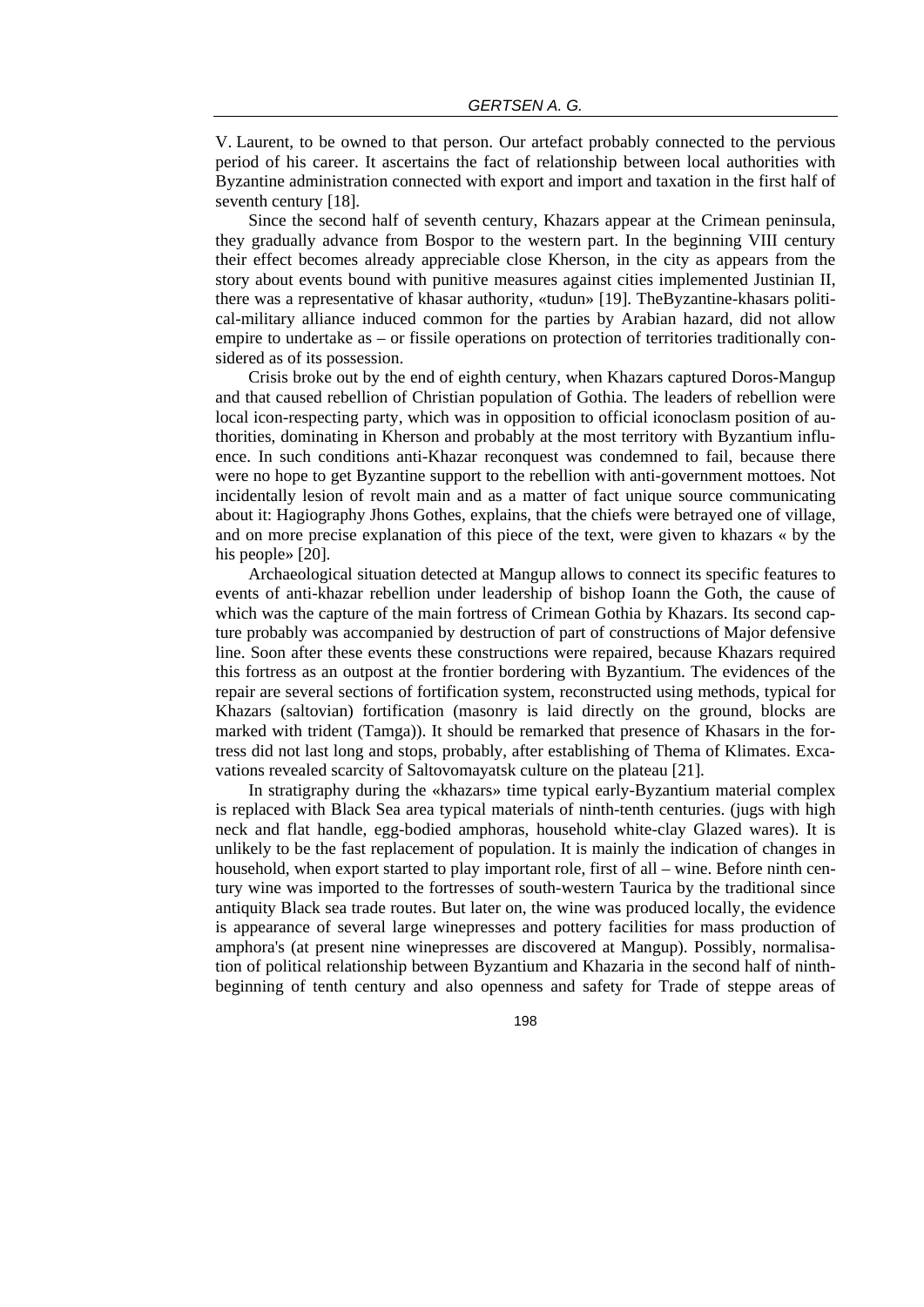V. Laurent, to be owned to that person. Our artefact probably connected to the pervious period of his career. It ascertains the fact of relationship between local authorities with Byzantine administration connected with export and import and taxation in the first half of seventh century [18].

Since the second half of seventh century, Khazars appear at the Crimean peninsula, they gradually advance from Bospor to the western part. In the beginning VIII century their effect becomes already appreciable close Kherson, in the city as appears from the story about events bound with punitive measures against cities implemented Justinian II, there was a representative of khasar authority, «tudun» [19]. TheByzantine-khasars political-military alliance induced common for the parties by Arabian hazard, did not allow empire to undertake as – or fissile operations on protection of territories traditionally considered as of its possession.

Crisis broke out by the end of eighth century, when Khazars captured Doros-Mangup and that caused rebellion of Christian population of Gothia. The leaders of rebellion were local icon-respecting party, which was in opposition to official iconoclasm position of authorities, dominating in Kherson and probably at the most territory with Byzantium influence. In such conditions anti-Khazar reconquest was condemned to fail, because there were no hope to get Byzantine support to the rebellion with anti-government mottoes. Not incidentally lesion of revolt main and as a matter of fact unique source communicating about it: Hagiography Jhons Gothes, explains, that the chiefs were betrayed one of village, and on more precise explanation of this piece of the text, were given to khazars « by the his people» [20].

Archaeological situation detected at Mangup allows to connect its specific features to events of anti-khazar rebellion under leadership of bishop Ioann the Goth, the cause of which was the capture of the main fortress of Crimean Gothia by Khazars. Its second capture probably was accompanied by destruction of part of constructions of Major defensive line. Soon after these events these constructions were repaired, because Khazars required this fortress as an outpost at the frontier bordering with Byzantium. The evidences of the repair are several sections of fortification system, reconstructed using methods, typical for Khazars (saltovian) fortification (masonry is laid directly on the ground, blocks are marked with trident (Tamga)). It should be remarked that presence of Khasars in the fortress did not last long and stops, probably, after establishing of Thema of Klimates. Excavations revealed scarcity of Saltovomayatsk culture on the plateau [21].

In stratigraphy during the «khazars» time typical early-Byzantium material complex is replaced with Black Sea area typical materials of ninth-tenth centuries. (jugs with high neck and flat handle, egg-bodied amphoras, household white-clay Glazed wares). It is unlikely to be the fast replacement of population. It is mainly the indication of changes in household, when export started to play important role, first of all – wine. Before ninth century wine was imported to the fortresses of south-western Taurica by the traditional since antiquity Black sea trade routes. But later on, the wine was produced locally, the evidence is appearance of several large winepresses and pottery facilities for mass production of amphora's (at present nine winepresses are discovered at Mangup). Possibly, normalisation of political relationship between Byzantium and Khazaria in the second half of ninth-beginning of tenth century and also openness and safety for Trade of steppe areas of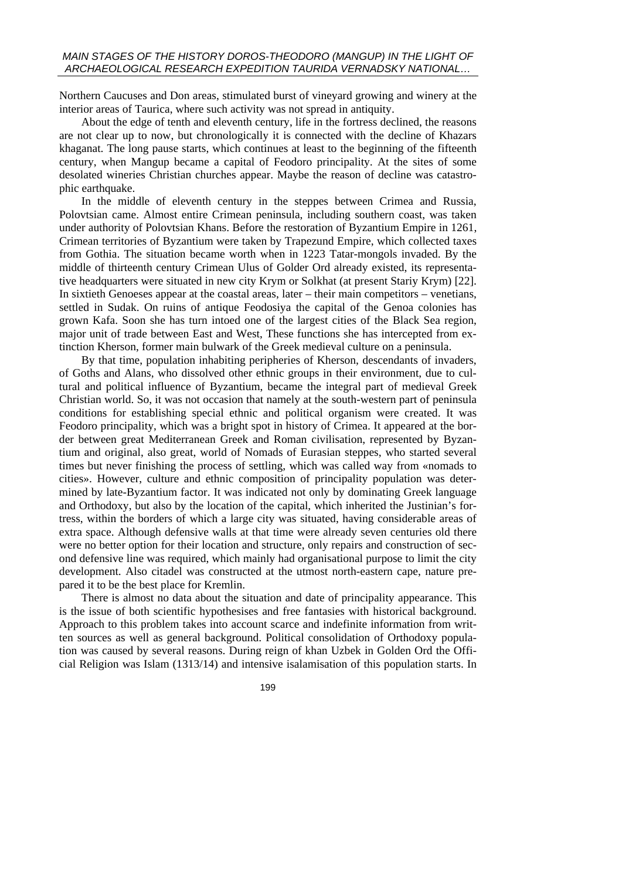Northern Caucuses and Don areas, stimulated burst of vineyard growing and winery at the interior areas of Taurica, where such activity was not spread in antiquity.

About the edge of tenth and eleventh century, life in the fortress declined, the reasons are not clear up to now, but chronologically it is connected with the decline of Khazars khaganat. The long pause starts, which continues at least to the beginning of the fifteenth century, when Mangup became a capital of Feodoro principality. At the sites of some desolated wineries Christian churches appear. Maybe the reason of decline was catastrophic earthquake.

In the middle of eleventh century in the steppes between Crimea and Russia, Polovtsian came. Almost entire Crimean peninsula, including southern coast, was taken under authority of Polovtsian Khans. Before the restoration of Byzantium Empire in 1261, Crimean territories of Byzantium were taken by Trapezund Empire, which collected taxes from Gothia. The situation became worth when in 1223 Tatar-mongols invaded. By the middle of thirteenth century Crimean Ulus of Golder Ord already existed, its representative headquarters were situated in new city Krym or Solkhat (at present Stariy Krym) [22]. In sixtieth Genoeses appear at the coastal areas, later – their main competitors – venetians, settled in Sudak. On ruins of antique Feodosiya the capital of the Genoa colonies has grown Kafa. Soon she has turn intoed one of the largest cities of the Black Sea region, major unit of trade between East and West, These functions she has intercepted from extinction Kherson, former main bulwark of the Greek medieval culture on a peninsula.

By that time, population inhabiting peripheries of Kherson, descendants of invaders, of Goths and Alans, who dissolved other ethnic groups in their environment, due to cultural and political influence of Byzantium, became the integral part of medieval Greek Christian world. So, it was not occasion that namely at the south-western part of peninsula conditions for establishing special ethnic and political organism were created. It was Feodoro principality, which was a bright spot in history of Crimea. It appeared at the border between great Mediterranean Greek and Roman civilisation, represented by Byzantium and original, also great, world of Nomads of Eurasian steppes, who started several times but never finishing the process of settling, which was called way from «nomads to cities». However, culture and ethnic composition of principality population was determined by late-Byzantium factor. It was indicated not only by dominating Greek language and Orthodoxy, but also by the location of the capital, which inherited the Justinian's fortress, within the borders of which a large city was situated, having considerable areas of extra space. Although defensive walls at that time were already seven centuries old there were no better option for their location and structure, only repairs and construction of second defensive line was required, which mainly had organisational purpose to limit the city development. Also citadel was constructed at the utmost north-eastern cape, nature prepared it to be the best place for Kremlin.

There is almost no data about the situation and date of principality appearance. This is the issue of both scientific hypothesises and free fantasies with historical background. Approach to this problem takes into account scarce and indefinite information from written sources as well as general background. Political consolidation of Orthodoxy population was caused by several reasons. During reign of khan Uzbek in Golden Ord the Official Religion was Islam (1313/14) and intensive isalamisation of this population starts. In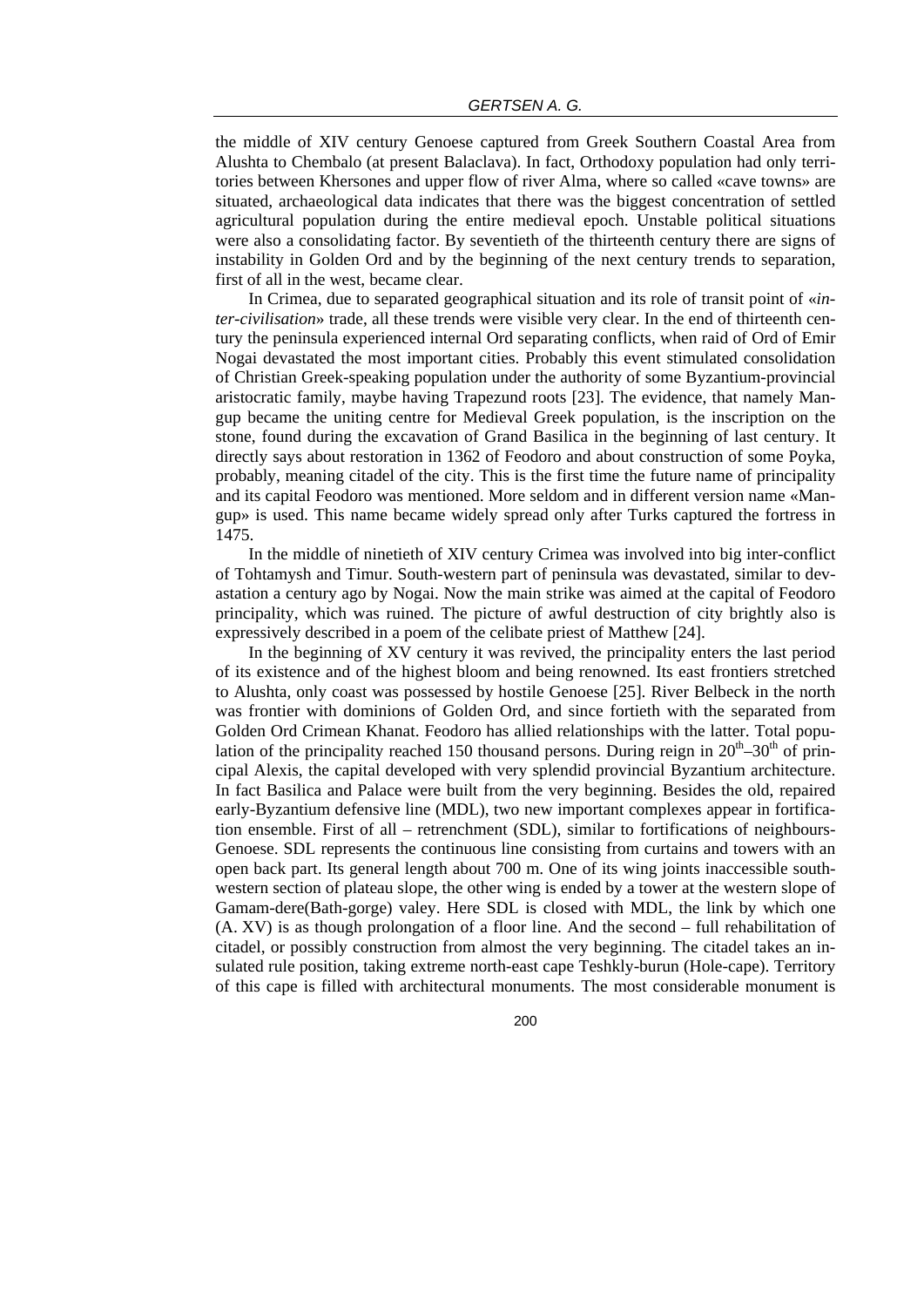the middle of XIV century Genoese captured from Greek Southern Coastal Area from Alushta to Chembalo (at present Balaclava). In fact, Orthodoxy population had only territories between Khersones and upper flow of river Alma, where so called «cave towns» are situated, archaeological data indicates that there was the biggest concentration of settled agricultural population during the entire medieval epoch. Unstable political situations were also a consolidating factor. By seventieth of the thirteenth century there are signs of instability in Golden Ord and by the beginning of the next century trends to separation, first of all in the west, became clear.

In Crimea, due to separated geographical situation and its role of transit point of «*inter-civilisation*» trade, all these trends were visible very clear. In the end of thirteenth century the peninsula experienced internal Ord separating conflicts, when raid of Ord of Emir Nogai devastated the most important cities. Probably this event stimulated consolidation of Christian Greek-speaking population under the authority of some Byzantium-provincial aristocratic family, maybe having Trapezund roots [23]. The evidence, that namely Mangup became the uniting centre for Medieval Greek population, is the inscription on the stone, found during the excavation of Grand Basilica in the beginning of last century. It directly says about restoration in 1362 of Feodoro and about construction of some Poyka, probably, meaning citadel of the city. This is the first time the future name of principality and its capital Feodoro was mentioned. More seldom and in different version name «Mangup» is used. This name became widely spread only after Turks captured the fortress in 1475.

In the middle of ninetieth of XIV century Crimea was involved into big inter-conflict of Tohtamysh and Timur. South-western part of peninsula was devastated, similar to devastation a century ago by Nogai. Now the main strike was aimed at the capital of Feodoro principality, which was ruined. The picture of awful destruction of city brightly also is expressively described in a poem of the celibate priest of Matthew [24].

In the beginning of XV century it was revived, the principality enters the last period of its existence and of the highest bloom and being renowned. Its east frontiers stretched to Alushta, only coast was possessed by hostile Genoese [25]. River Belbeck in the north was frontier with dominions of Golden Ord, and since fortieth with the separated from Golden Ord Crimean Khanat. Feodoro has allied relationships with the latter. Total population of the principality reached 150 thousand persons. During reign in 20$^{th}$–30$^{th}$ of principal Alexis, the capital developed with very splendid provincial Byzantium architecture. In fact Basilica and Palace were built from the very beginning. Besides the old, repaired early-Byzantium defensive line (MDL), two new important complexes appear in fortification ensemble. First of all – retrenchment (SDL), similar to fortifications of neighbours-Genoese. SDL represents the continuous line consisting from curtains and towers with an open back part. Its general length about 700 m. One of its wing joints inaccessible south-western section of plateau slope, the other wing is ended by a tower at the western slope of Gamam-dere(Bath-gorge) valey. Here SDL is closed with MDL, the link by which one (A. XV) is as though prolongation of a floor line. And the second – full rehabilitation of citadel, or possibly construction from almost the very beginning. The citadel takes an insulated rule position, taking extreme north-east cape Teshkly-burun (Hole-cape). Territory of this cape is filled with architectural monuments. The most considerable monument is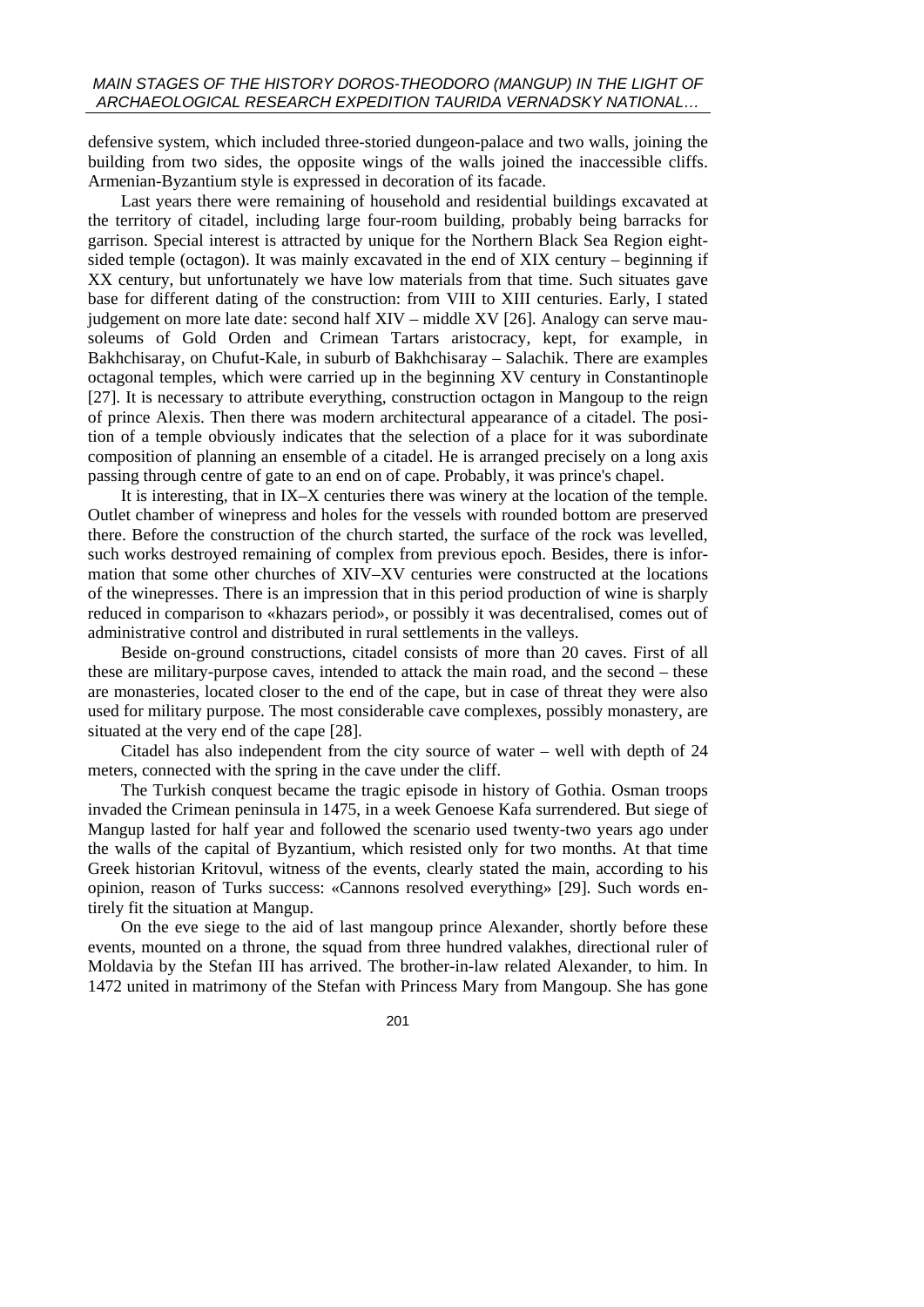defensive system, which included three-storied dungeon-palace and two walls, joining the building from two sides, the opposite wings of the walls joined the inaccessible cliffs. Armenian-Byzantium style is expressed in decoration of its facade.

Last years there were remaining of household and residential buildings excavated at the territory of citadel, including large four-room building, probably being barracks for garrison. Special interest is attracted by unique for the Northern Black Sea Region eight-sided temple (octagon). It was mainly excavated in the end of XIX century – beginning if XX century, but unfortunately we have low materials from that time. Such situates gave base for different dating of the construction: from VIII to XIII centuries. Early, I stated judgement on more late date: second half XIV – middle XV [26]. Analogy can serve mausoleums of Gold Orden and Crimean Tartars aristocracy, kept, for example, in Bakhchisaray, on Chufut-Kale, in suburb of Bakhchisaray – Salachik. There are examples octagonal temples, which were carried up in the beginning XV century in Constantinople [27]. It is necessary to attribute everything, construction octagon in Mangoup to the reign of prince Alexis. Then there was modern architectural appearance of a citadel. The position of a temple obviously indicates that the selection of a place for it was subordinate composition of planning an ensemble of a citadel. He is arranged precisely on a long axis passing through centre of gate to an end on of cape. Probably, it was prince's chapel.

It is interesting, that in IX–X centuries there was winery at the location of the temple. Outlet chamber of winepress and holes for the vessels with rounded bottom are preserved there. Before the construction of the church started, the surface of the rock was levelled, such works destroyed remaining of complex from previous epoch. Besides, there is information that some other churches of XIV–XV centuries were constructed at the locations of the winepresses. There is an impression that in this period production of wine is sharply reduced in comparison to «khazars period», or possibly it was decentralised, comes out of administrative control and distributed in rural settlements in the valleys.

Beside on-ground constructions, citadel consists of more than 20 caves. First of all these are military-purpose caves, intended to attack the main road, and the second – these are monasteries, located closer to the end of the cape, but in case of threat they were also used for military purpose. The most considerable cave complexes, possibly monastery, are situated at the very end of the cape [28].

Citadel has also independent from the city source of water – well with depth of 24 meters, connected with the spring in the cave under the cliff.

The Turkish conquest became the tragic episode in history of Gothia. Osman troops invaded the Crimean peninsula in 1475, in a week Genoese Kafa surrendered. But siege of Mangup lasted for half year and followed the scenario used twenty-two years ago under the walls of the capital of Byzantium, which resisted only for two months. At that time Greek historian Kritovul, witness of the events, clearly stated the main, according to his opinion, reason of Turks success: «Cannons resolved everything» [29]. Such words entirely fit the situation at Mangup.

On the eve siege to the aid of last mangoup prince Alexander, shortly before these events, mounted on a throne, the squad from three hundred valakhes, directional ruler of Moldavia by the Stefan III has arrived. The brother-in-law related Alexander, to him. In 1472 united in matrimony of the Stefan with Princess Mary from Mangoup. She has gone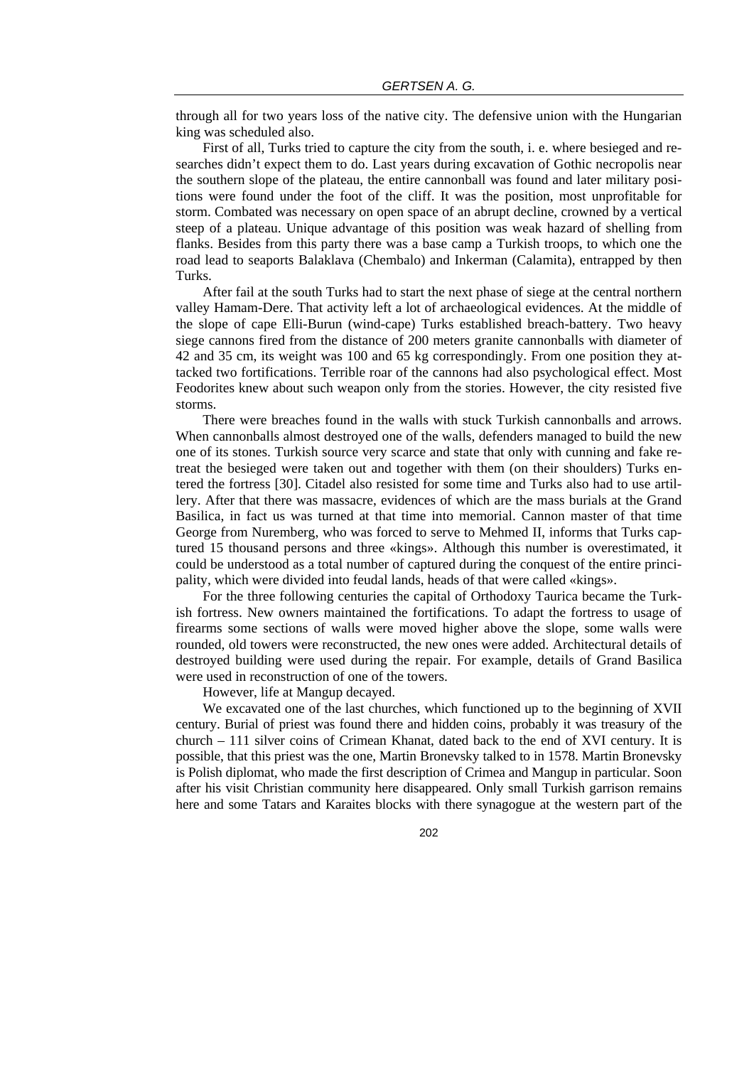through all for two years loss of the native city. The defensive union with the Hungarian king was scheduled also.

First of all, Turks tried to capture the city from the south, i. e. where besieged and researches didn't expect them to do. Last years during excavation of Gothic necropolis near the southern slope of the plateau, the entire cannonball was found and later military positions were found under the foot of the cliff. It was the position, most unprofitable for storm. Combated was necessary on open space of an abrupt decline, crowned by a vertical steep of a plateau. Unique advantage of this position was weak hazard of shelling from flanks. Besides from this party there was a base camp a Turkish troops, to which one the road lead to seaports Balaklava (Chembalo) and Inkerman (Calamita), entrapped by then Turks.

After fail at the south Turks had to start the next phase of siege at the central northern valley Hamam-Dere. That activity left a lot of archaeological evidences. At the middle of the slope of cape Elli-Burun (wind-cape) Turks established breach-battery. Two heavy siege cannons fired from the distance of 200 meters granite cannonballs with diameter of 42 and 35 cm, its weight was 100 and 65 kg correspondingly. From one position they attacked two fortifications. Terrible roar of the cannons had also psychological effect. Most Feodorites knew about such weapon only from the stories. However, the city resisted five storms.

There were breaches found in the walls with stuck Turkish cannonballs and arrows. When cannonballs almost destroyed one of the walls, defenders managed to build the new one of its stones. Turkish source very scarce and state that only with cunning and fake retreat the besieged were taken out and together with them (on their shoulders) Turks entered the fortress [30]. Citadel also resisted for some time and Turks also had to use artillery. After that there was massacre, evidences of which are the mass burials at the Grand Basilica, in fact us was turned at that time into memorial. Cannon master of that time George from Nuremberg, who was forced to serve to Mehmed II, informs that Turks captured 15 thousand persons and three «kings». Although this number is overestimated, it could be understood as a total number of captured during the conquest of the entire principality, which were divided into feudal lands, heads of that were called «kings».

For the three following centuries the capital of Orthodoxy Taurica became the Turkish fortress. New owners maintained the fortifications. To adapt the fortress to usage of firearms some sections of walls were moved higher above the slope, some walls were rounded, old towers were reconstructed, the new ones were added. Architectural details of destroyed building were used during the repair. For example, details of Grand Basilica were used in reconstruction of one of the towers.

However, life at Mangup decayed.

We excavated one of the last churches, which functioned up to the beginning of XVII century. Burial of priest was found there and hidden coins, probably it was treasury of the church – 111 silver coins of Crimean Khanat, dated back to the end of XVI century. It is possible, that this priest was the one, Martin Bronevsky talked to in 1578. Martin Bronevsky is Polish diplomat, who made the first description of Crimea and Mangup in particular. Soon after his visit Christian community here disappeared. Only small Turkish garrison remains here and some Tatars and Karaites blocks with there synagogue at the western part of the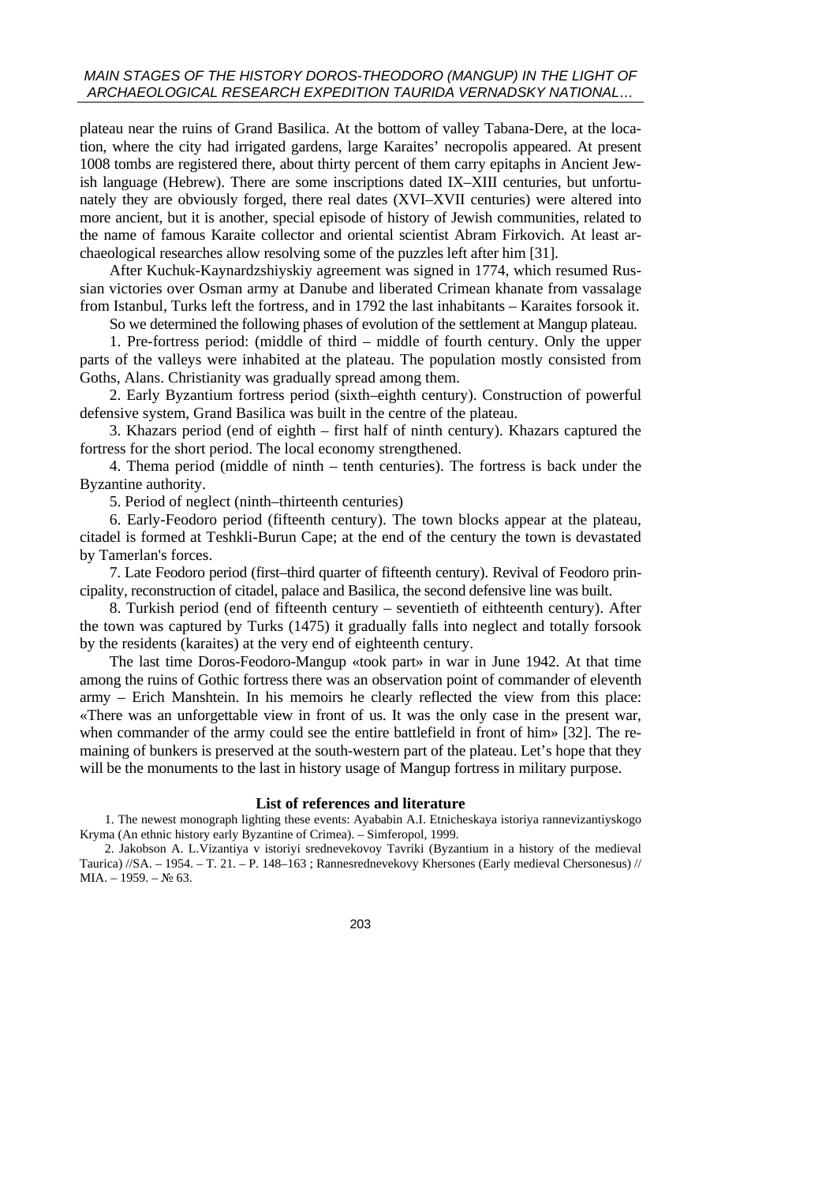plateau near the ruins of Grand Basilica. At the bottom of valley Tabana-Dere, at the location, where the city had irrigated gardens, large Karaites' necropolis appeared. At present 1008 tombs are registered there, about thirty percent of them carry epitaphs in Ancient Jewish language (Hebrew). There are some inscriptions dated IX–XIII centuries, but unfortunately they are obviously forged, there real dates (XVI–XVII centuries) were altered into more ancient, but it is another, special episode of history of Jewish communities, related to the name of famous Karaite collector and oriental scientist Abram Firkovich. At least archaeological researches allow resolving some of the puzzles left after him [31].

After Kuchuk-Kaynardzshiyskiy agreement was signed in 1774, which resumed Russian victories over Osman army at Danube and liberated Crimean khanate from vassalage from Istanbul, Turks left the fortress, and in 1792 the last inhabitants – Karaites forsook it.

So we determined the following phases of evolution of the settlement at Mangup plateau.

1. Pre-fortress period: (middle of third – middle of fourth century. Only the upper parts of the valleys were inhabited at the plateau. The population mostly consisted from Goths, Alans. Christianity was gradually spread among them.

2. Early Byzantium fortress period (sixth–eighth century). Construction of powerful defensive system, Grand Basilica was built in the centre of the plateau.

3. Khazars period (end of eighth – first half of ninth century). Khazars captured the fortress for the short period. The local economy strengthened.

4. Thema period (middle of ninth – tenth centuries). The fortress is back under the Byzantine authority.

5. Period of neglect (ninth–thirteenth centuries)

6. Early-Feodoro period (fifteenth century). The town blocks appear at the plateau, citadel is formed at Teshkli-Burun Cape; at the end of the century the town is devastated by Tamerlan's forces.

7. Late Feodoro period (first–third quarter of fifteenth century). Revival of Feodoro principality, reconstruction of citadel, palace and Basilica, the second defensive line was built.

8. Turkish period (end of fifteenth century – seventieth of eithteenth century). After the town was captured by Turks (1475) it gradually falls into neglect and totally forsook by the residents (karaites) at the very end of eighteenth century.

The last time Doros-Feodoro-Mangup «took part» in war in June 1942. At that time among the ruins of Gothic fortress there was an observation point of commander of eleventh army – Erich Manshtein. In his memoirs he clearly reflected the view from this place: «There was an unforgettable view in front of us. It was the only case in the present war, when commander of the army could see the entire battlefield in front of him» [32]. The remaining of bunkers is preserved at the south-western part of the plateau. Let's hope that they will be the monuments to the last in history usage of Mangup fortress in military purpose.

## List of references and literature

1. The newest monograph lighting these events: Ayababin A.I. Etnicheskaya istoriya rannevizantiyskogo Kryma (An ethnic history early Byzantine of Crimea). – Simferopol, 1999.

2. Jakobson A. L.Vizantiya v istoriyi srednevekovoy Tavriki (Byzantium in a history of the medieval Taurica) //SA. – 1954. – T. 21. – P. 148–163 ; Rannesrednevekovy Khersones (Early medieval Chersonesus) // MIA. – 1959. – № 63.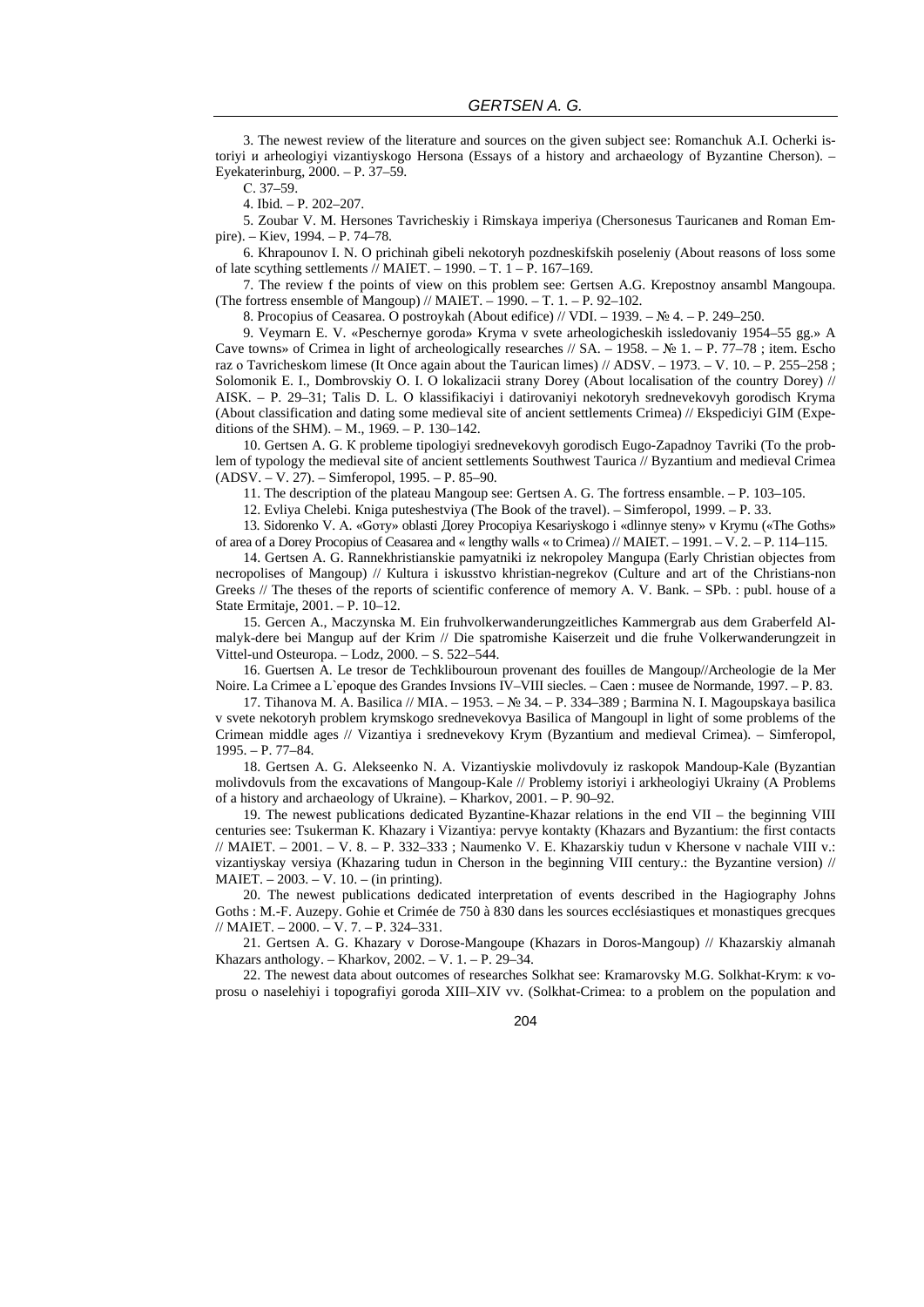3. The newest review of the literature and sources on the given subject see: Romanchuk A.I. Ocherki istoriyi и arheologiyi vizantiyskogo Hersona (Essays of a history and archaeology of Byzantine Cherson). – Eyekaterinburg, 2000. – P. 37–59.

C. 37–59.

4. Ibid. – P. 202–207.

5. Zoubar V. M. Hersones Tavricheskiy i Rimskaya imperiya (Chersonesus Tauricaneв and Roman Empire). – Kiev, 1994. – P. 74–78.

6. Khrapounov I. N. O prichinah gibeli nekotoryh pozdneskifskih poseleniy (About reasons of loss some of late scything settlements // MAIET. – 1990. – T. 1 – P. 167–169.

7. The review f the points of view on this problem see: Gertsen A.G. Krepostnoy ansambl Mangoupa. (The fortress ensemble of Mangoup) // MAIET. – 1990. – T. 1. – P. 92–102.

8. Procopius of Ceasarea. O postroykah (About edifice) // VDI. – 1939. – № 4. – P. 249–250.

9. Veymarn E. V. «Peschernye goroda» Kryma v svete arheologicheskih issledovaniy 1954–55 gg.» A Cave towns» of Crimea in light of archeologically researches // SA. – 1958. – № 1. – P. 77–78 ; item. Escho raz o Tavricheskom limese (It Once again about the Taurican limes) // ADSV. – 1973. – V. 10. – P. 255–258 ; Solomonik E. I., Dombrovskiy O. I. O lokalizacii strany Dorey (About localisation of the country Dorey) // AISK. – P. 29–31; Talis D. L. O klassifikaciyi i datirovaniyi nekotoryh srednevekovyh gorodisch Kryma (About classification and dating some medieval site of ancient settlements Crimea) // Ekspediciyi GIM (Expeditions of the SHM). – M., 1969. – P. 130–142.

10. Gertsen A. G. K probleme tipologiyi srednevekovyh gorodisch Eugo-Zapadnoy Tavriki (To the problem of typology the medieval site of ancient settlements Southwest Taurica // Byzantium and medieval Crimea (ADSV. – V. 27). – Simferopol, 1995. – P. 85–90.

11. The description of the plateau Mangoup see: Gertsen A. G. The fortress ensamble. – P. 103–105.

12. Evliya Chelebi. Kniga puteshestviya (The Book of the travel). – Simferopol, 1999. – P. 33.

13. Sidorenko V. A. «Gory» oblasti Дорey Procopiya Kesariyskogo i «dlinnye steny» v Krymu («The Goths» of area of a Dorey Procopius of Ceasarea and « lengthy walls « to Crimea) // MAIET. – 1991. – V. 2. – P. 114–115.

14. Gertsen A. G. Rannekhristianskie pamyatniki iz nekropoley Mangupa (Early Christian objectes from necropolises of Mangoup) // Kultura i iskusstvo khristian-negrekov (Culture and art of the Christians-non Greeks // The theses of the reports of scientific conference of memory A. V. Bank. – SPb. : publ. house of a State Ermitaje, 2001. – P. 10–12.

15. Gercen A., Maczynska M. Ein fruhvolkerwanderungzeitliches Kammergrab aus dem Graberfeld Almalyk-dere bei Mangup auf der Krim // Die spatromishe Kaiserzeit und die fruhe Volkerwanderungzeit in Vittel-und Osteuropa. – Lodz, 2000. – S. 522–544.

16. Guertsen A. Le tresor de Techklibouroun provenant des fouilles de Mangoup//Archeologie de la Mer Noire. La Crimee a L`epoque des Grandes Invsions IV–VIII siecles. – Caen : musee de Normande, 1997. – P. 83.

17. Tihanova M. A. Basilica // MIA. – 1953. – № 34. – P. 334–389 ; Barmina N. I. Magoupskaya basilica v svete nekotoryh problem krymskogo srednevekovya Basilica of Mangoupl in light of some problems of the Crimean middle ages // Vizantiya i srednevekovy Krym (Byzantium and medieval Crimea). – Simferopol, 1995. – P. 77–84.

18. Gertsen A. G. Alekseenko N. A. Vizantiyskie molivdovuly iz raskopok Mandoup-Kale (Byzantian molivdovuls from the excavations of Mangoup-Kale // Problemy istoriyi i arkheologiyi Ukrainy (A Problems of a history and archaeology of Ukraine). – Kharkov, 2001. – P. 90–92.

19. The newest publications dedicated Byzantine-Khazar relations in the end VII – the beginning VIII centuries see: Tsukerman K. Khazary i Vizantiya: pervye kontakty (Khazars and Byzantium: the first contacts // MAIET. – 2001. – V. 8. – P. 332–333 ; Naumenko V. E. Khazarskiy tudun v Khersone v nachale VIII v.: vizantiyskay versiya (Khazaring tudun in Cherson in the beginning VIII century.: the Byzantine version) // MAIET. – 2003. – V. 10. – (in printing).

20. The newest publications dedicated interpretation of events described in the Hagiography Johns Goths : M.-F. Auzepy. Gohie et Crimée de 750 à 830 dans les sources ecclésiastiques et monastiques grecques // MAIET. – 2000. – V. 7. – P. 324–331.

21. Gertsen A. G. Khazary v Dorose-Mangoupe (Khazars in Doros-Mangoup) // Khazarskiy almanah Khazars anthology. – Kharkov, 2002. – V. 1. – P. 29–34.

22. The newest data about outcomes of researches Solkhat see: Kramarovsky M.G. Solkhat-Krym: к voprosu o naselehiyi i topografiyi goroda XIII–XIV vv. (Solkhat-Crimea: to a problem on the population and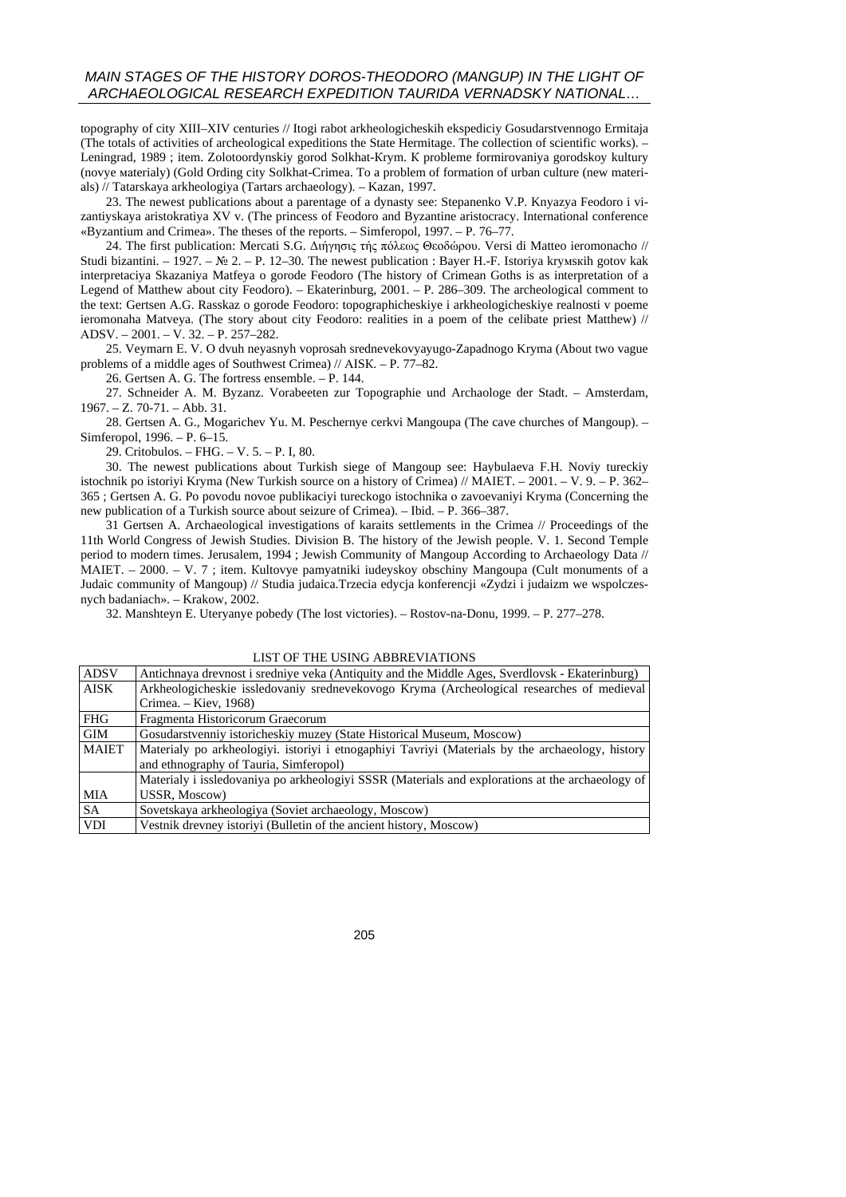topography of city XIII–XIV centuries // Itogi rabot arkheologicheskih ekspediciy Gosudarstvennogo Ermitaja (The totals of activities of archeological expeditions the State Hermitage. The collection of scientific works). – Leningrad, 1989 ; item. Zolotoordynskiy gorod Solkhat-Krym. K probleme formirovaniya gorodskoy kultury (novye мaterialy) (Gold Ording city Solkhat-Crimea. To a problem of formation of urban culture (new materials) // Tatarskaya arkheologiya (Tartars archaeology). – Kazan, 1997.

23. The newest publications about a parentage of a dynasty see: Stepanenko V.P. Knyazya Feodoro i vizantiyskaya aristokratiya XV v. (The princess of Feodoro and Byzantine aristocracy. International conference «Byzantium and Crimea». The theses of the reports. – Simferopol, 1997. – P. 76–77.

24. The first publication: Mercati S.G. Διήγησις τής πόλεως Θεοδώρου. Versi di Matteo ieromonacho // Studi bizantini. – 1927. – № 2. – P. 12–30. The newest publication : Bayer H.-F. Istoriya kryмskih gotov kak interpretaciya Skazaniya Matfeya o gorode Feodoro (The history of Crimean Goths is as interpretation of a Legend of Matthew about city Feodoro). – Ekaterinburg, 2001. – P. 286–309. The archeological comment to the text: Gertsen A.G. Rasskaz o gorode Feodoro: topographicheskiye i arkheologicheskiye realnosti v poeme ieromonaha Matveya. (The story about city Feodoro: realities in a poem of the celibate priest Matthew) // ADSV. – 2001. – V. 32. – P. 257–282.

25. Veymarn E. V. O dvuh neyasnyh voprosah srednevekovyayugo-Zapadnogo Kryma (About two vague problems of a middle ages of Southwest Crimea) // AISK. – P. 77–82.

26. Gertsen A. G. The fortress ensemble. – P. 144.

27. Schneider A. M. Byzanz. Vorabeeten zur Topographie und Archaologe der Stadt. – Amsterdam, 1967. – Z. 70-71. – Abb. 31.

28. Gertsen A. G., Mogarichev Yu. M. Peschernye cerkvi Mangoupa (The cave churches of Mangoup). – Simferopol, 1996. – P. 6–15.

29. Critobulos. – FHG. – V. 5. – P. I, 80.

30. The newest publications about Turkish siege of Mangoup see: Haybulaeva F.H. Noviy tureckiy istochnik po istoriyi Kryma (New Turkish source on a history of Crimea) // MAIET. – 2001. – V. 9. – P. 362–365 ; Gertsen A. G. Po povodu novoe publikaciyi tureckogo istochnika o zavoevaniyi Kryma (Concerning the new publication of a Turkish source about seizure of Crimea). – Ibid. – P. 366–387.

31 Gertsen A. Archaeological investigations of karaits settlements in the Crimea // Proceedings of the 11th World Congress of Jewish Studies. Division B. The history of the Jewish people. V. 1. Second Temple period to modern times. Jerusalem, 1994 ; Jewish Community of Mangoup According to Archaeology Data // MAIET. – 2000. – V. 7 ; item. Kultovye pamyatniki iudeyskoy obschiny Mangoupa (Cult monuments of a Judaic community of Mangoup) // Studia judaica.Trzecia edycja konferencji «Zydzi i judaizm we wspolczesnych badaniach». – Krakow, 2002.

32. Manshteyn E. Uteryanye pobedy (The lost victories). – Rostov-na-Donu, 1999. – P. 277–278.

LIST OF THE USING ABBREVIATIONS

| | |
|---|---|
| ADSV | Antichnaya drevnost i sredniye veka (Antiquity and the Middle Ages, Sverdlovsk - Ekaterinburg) |
| AISK | Arkheologicheskie issledovaniy srednevekovogo Kryma (Archeological researches of medieval Crimea. – Kiev, 1968) |
| FHG | Fragmenta Historicorum Graecorum |
| GIM | Gosudarstvenniy istoricheskiy muzey (State Historical Museum, Moscow) |
| MAIET | Materialy po arkheologiyi. istoriyi i etnogaphiyi Tavriyi (Materials by the archaeology, history and ethnography of Tauria, Simferopol) |
| MIA | Materialy i issledovaniya po arkheologiyi SSSR (Materials and explorations at the archaeology of USSR, Moscow) |
| SA | Sovetskaya arkheologiya (Soviet archaeology, Moscow) |
| VDI | Vestnik drevney istoriyi (Bulletin of the ancient history, Moscow) |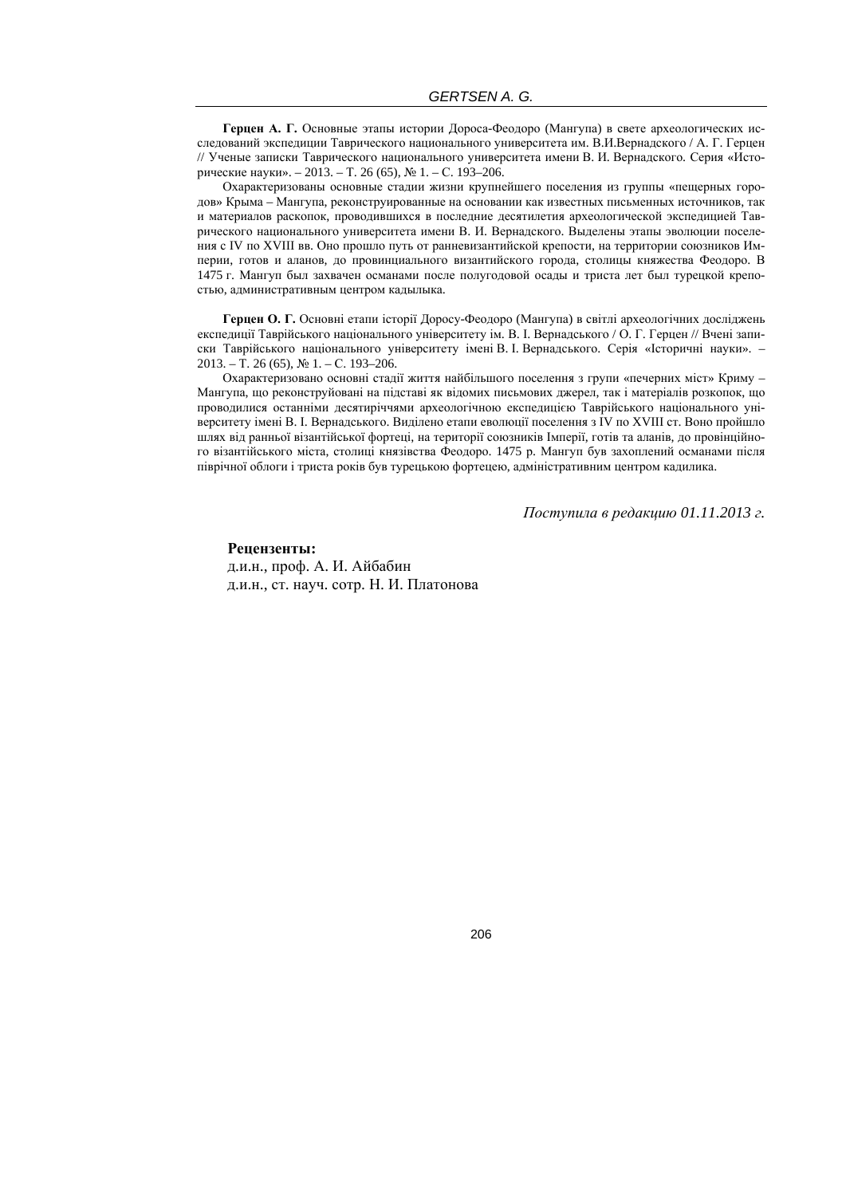**Герцен А. Г.** Основные этапы истории Дороса-Феодоро (Мангупа) в свете археологических исследований экспедиции Таврического национального университета им. В.И.Вернадского / А. Г. Герцен // Ученые записки Таврического национального университета имени В. И. Вернадского. Серия «Исторические науки». – 2013. – Т. 26 (65), № 1. – С. 193–206.

Охарактеризованы основные стадии жизни крупнейшего поселения из группы «пещерных городов» Крыма – Мангупа, реконструированные на основании как известных письменных источников, так и материалов раскопок, проводившихся в последние десятилетия археологической экспедицией Таврического национального университета имени В. И. Вернадского. Выделены этапы эволюции поселения с IV по XVIII вв. Оно прошло путь от ранневизантийской крепости, на территории союзников Империи, готов и аланов, до провинциального византийского города, столицы княжества Феодоро. В 1475 г. Мангуп был захвачен османами после полугодовой осады и триста лет был турецкой крепостью, административным центром кадылыка.

**Герцен О. Г.** Основні етапи історії Доросу-Феодоро (Мангупа) в світлі археологічних досліджень експедиції Таврійського національного університету ім. В. І. Вернадського / О. Г. Герцен // Вчені записки Таврійського національного університету імені В. І. Вернадського. Серія «Історичні науки». – 2013. – Т. 26 (65), № 1. – С. 193–206.

Охарактеризовано основні стадії життя найбільшого поселення з групи «печерних міст» Криму – Мангупа, що реконструйовані на підставі як відомих письмових джерел, так і матеріалів розкопок, що проводилися останніми десятиріччями археологічною експедицією Таврійського національного університету імені В. І. Вернадського. Виділено етапи еволюції поселення з IV по XVIII ст. Воно пройшло шлях від ранньої візантійської фортеці, на території союзників Імперії, готів та аланів, до провінційного візантійського міста, столиці князівства Феодоро. 1475 р. Мангуп був захоплений османами після піврічної облоги і триста років був турецькою фортецею, адміністративним центром кадилика.

*Поступила в редакцию 01.11.2013 г.*

**Рецензенты:**
д.и.н., проф. А. И. Айбабин
д.и.н., ст. науч. сотр. Н. И. Платонова